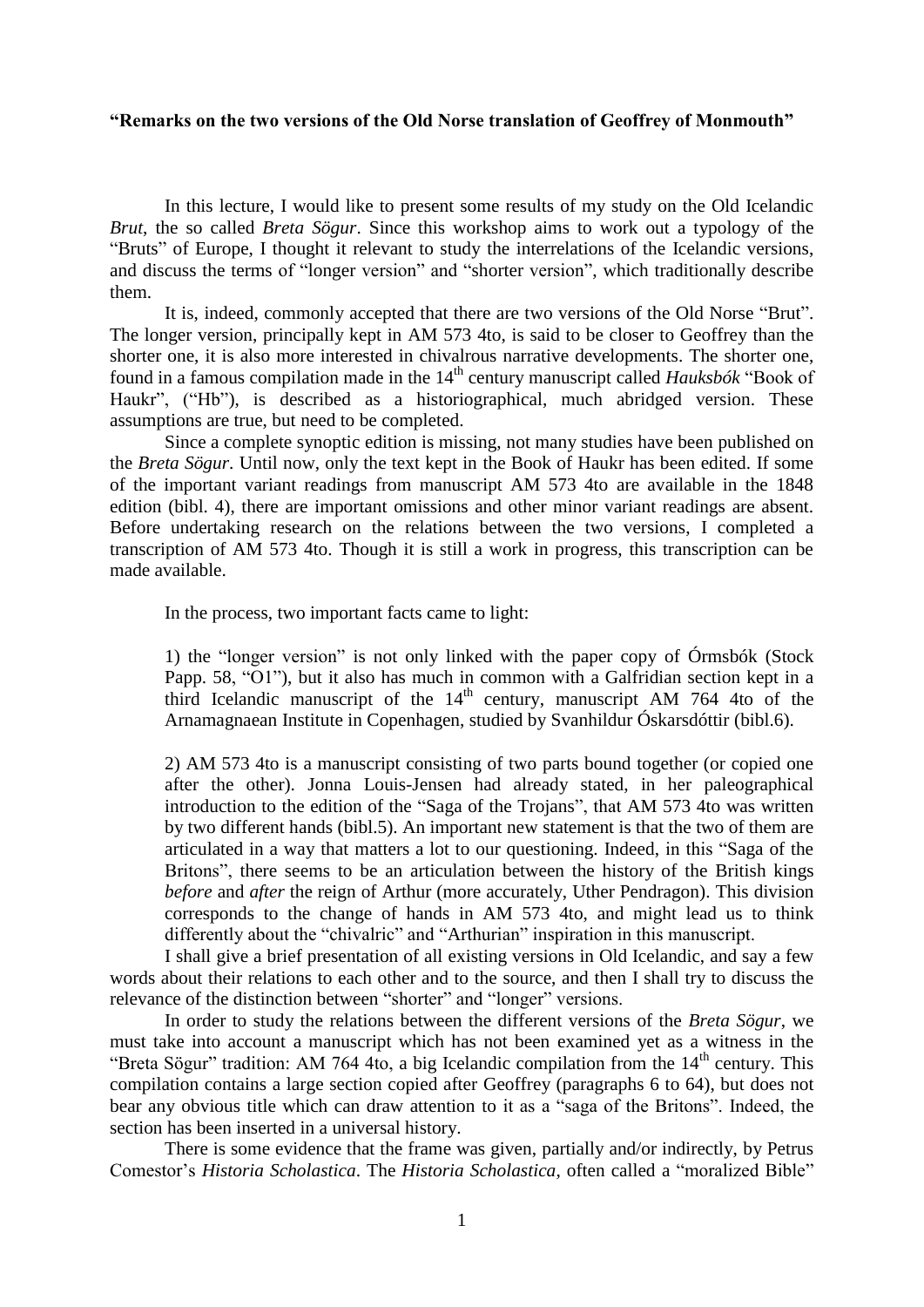**“Remarks on the two versions of the Old Norse translation of Geoffrey of Monmouth”**

In this lecture, I would like to present some results of my study on the Old Icelandic *Brut*, the so called *Breta Sögur*. Since this workshop aims to work out a typology of the “Bruts” of Europe, I thought it relevant to study the interrelations of the Icelandic versions, and discuss the terms of “longer version” and “shorter version”, which traditionally describe them.

It is, indeed, commonly accepted that there are two versions of the Old Norse “Brut”. The longer version, principally kept in AM 573 4to, is said to be closer to Geoffrey than the shorter one, it is also more interested in chivalrous narrative developments. The shorter one, found in a famous compilation made in the 14th century manuscript called *Hauksbók* “Book of Haukr”, (“Hb”), is described as a historiographical, much abridged version. These assumptions are true, but need to be completed.

Since a complete synoptic edition is missing, not many studies have been published on the *Breta Sögur*. Until now, only the text kept in the Book of Haukr has been edited. If some of the important variant readings from manuscript AM 573 4to are available in the 1848 edition (bibl. 4), there are important omissions and other minor variant readings are absent. Before undertaking research on the relations between the two versions, I completed a transcription of AM 573 4to. Though it is still a work in progress, this transcription can be made available.

In the process, two important facts came to light:

1) the “longer version” is not only linked with the paper copy of Órmsbók (Stock Papp. 58, “O1”), but it also has much in common with a Galfridian section kept in a third Icelandic manuscript of the 14th century, manuscript AM 764 4to of the Arnamagnaean Institute in Copenhagen, studied by Svanhildur Óskarsdóttir (bibl.6).

2) AM 573 4to is a manuscript consisting of two parts bound together (or copied one after the other). Jonna Louis-Jensen had already stated, in her paleographical introduction to the edition of the “Saga of the Trojans”, that AM 573 4to was written by two different hands (bibl.5). An important new statement is that the two of them are articulated in a way that matters a lot to our questioning. Indeed, in this “Saga of the Britons”, there seems to be an articulation between the history of the British kings *before* and *after* the reign of Arthur (more accurately, Uther Pendragon). This division corresponds to the change of hands in AM 573 4to, and might lead us to think differently about the “chivalric” and “Arthurian” inspiration in this manuscript.

I shall give a brief presentation of all existing versions in Old Icelandic, and say a few words about their relations to each other and to the source, and then I shall try to discuss the relevance of the distinction between “shorter” and “longer” versions.

In order to study the relations between the different versions of the *Breta Sögur*, we must take into account a manuscript which has not been examined yet as a witness in the “Breta Sögur” tradition: AM 764 4to, a big Icelandic compilation from the 14th century. This compilation contains a large section copied after Geoffrey (paragraphs 6 to 64), but does not bear any obvious title which can draw attention to it as a “saga of the Britons”. Indeed, the section has been inserted in a universal history.

There is some evidence that the frame was given, partially and/or indirectly, by Petrus Comestor’s *Historia Scholastica*. The *Historia Scholastica*, often called a “moralized Bible”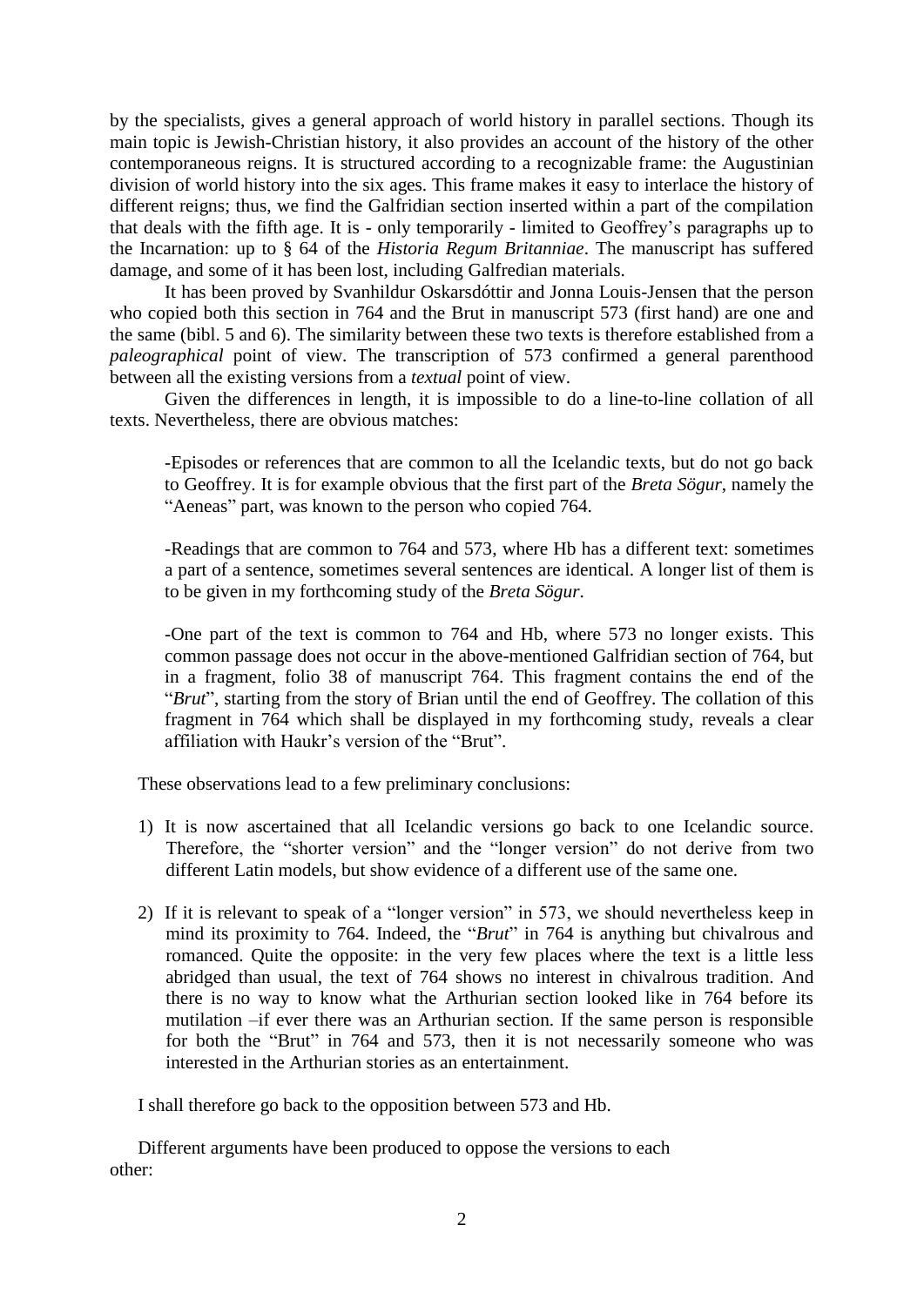by the specialists, gives a general approach of world history in parallel sections. Though its main topic is Jewish-Christian history, it also provides an account of the history of the other contemporaneous reigns. It is structured according to a recognizable frame: the Augustinian division of world history into the six ages. This frame makes it easy to interlace the history of different reigns; thus, we find the Galfridian section inserted within a part of the compilation that deals with the fifth age. It is - only temporarily - limited to Geoffrey's paragraphs up to the Incarnation: up to § 64 of the *Historia Regum Britanniae*. The manuscript has suffered damage, and some of it has been lost, including Galfredian materials.

It has been proved by Svanhildur Oskarsdóttir and Jonna Louis-Jensen that the person who copied both this section in 764 and the Brut in manuscript 573 (first hand) are one and the same (bibl. 5 and 6). The similarity between these two texts is therefore established from a *paleographical* point of view. The transcription of 573 confirmed a general parenthood between all the existing versions from a *textual* point of view.

Given the differences in length, it is impossible to do a line-to-line collation of all texts. Nevertheless, there are obvious matches:

> -Episodes or references that are common to all the Icelandic texts, but do not go back to Geoffrey. It is for example obvious that the first part of the *Breta Sögur*, namely the "Aeneas" part, was known to the person who copied 764.
>
> -Readings that are common to 764 and 573, where Hb has a different text: sometimes a part of a sentence, sometimes several sentences are identical. A longer list of them is to be given in my forthcoming study of the *Breta Sögur*.
>
> -One part of the text is common to 764 and Hb, where 573 no longer exists. This common passage does not occur in the above-mentioned Galfridian section of 764, but in a fragment, folio 38 of manuscript 764. This fragment contains the end of the "*Brut*", starting from the story of Brian until the end of Geoffrey. The collation of this fragment in 764 which shall be displayed in my forthcoming study, reveals a clear affiliation with Haukr's version of the "Brut".

These observations lead to a few preliminary conclusions:

1) It is now ascertained that all Icelandic versions go back to one Icelandic source. Therefore, the "shorter version" and the "longer version" do not derive from two different Latin models, but show evidence of a different use of the same one.

2) If it is relevant to speak of a "longer version" in 573, we should nevertheless keep in mind its proximity to 764. Indeed, the "*Brut*" in 764 is anything but chivalrous and romanced. Quite the opposite: in the very few places where the text is a little less abridged than usual, the text of 764 shows no interest in chivalrous tradition. And there is no way to know what the Arthurian section looked like in 764 before its mutilation –if ever there was an Arthurian section. If the same person is responsible for both the "Brut" in 764 and 573, then it is not necessarily someone who was interested in the Arthurian stories as an entertainment.

I shall therefore go back to the opposition between 573 and Hb.

Different arguments have been produced to oppose the versions to each other: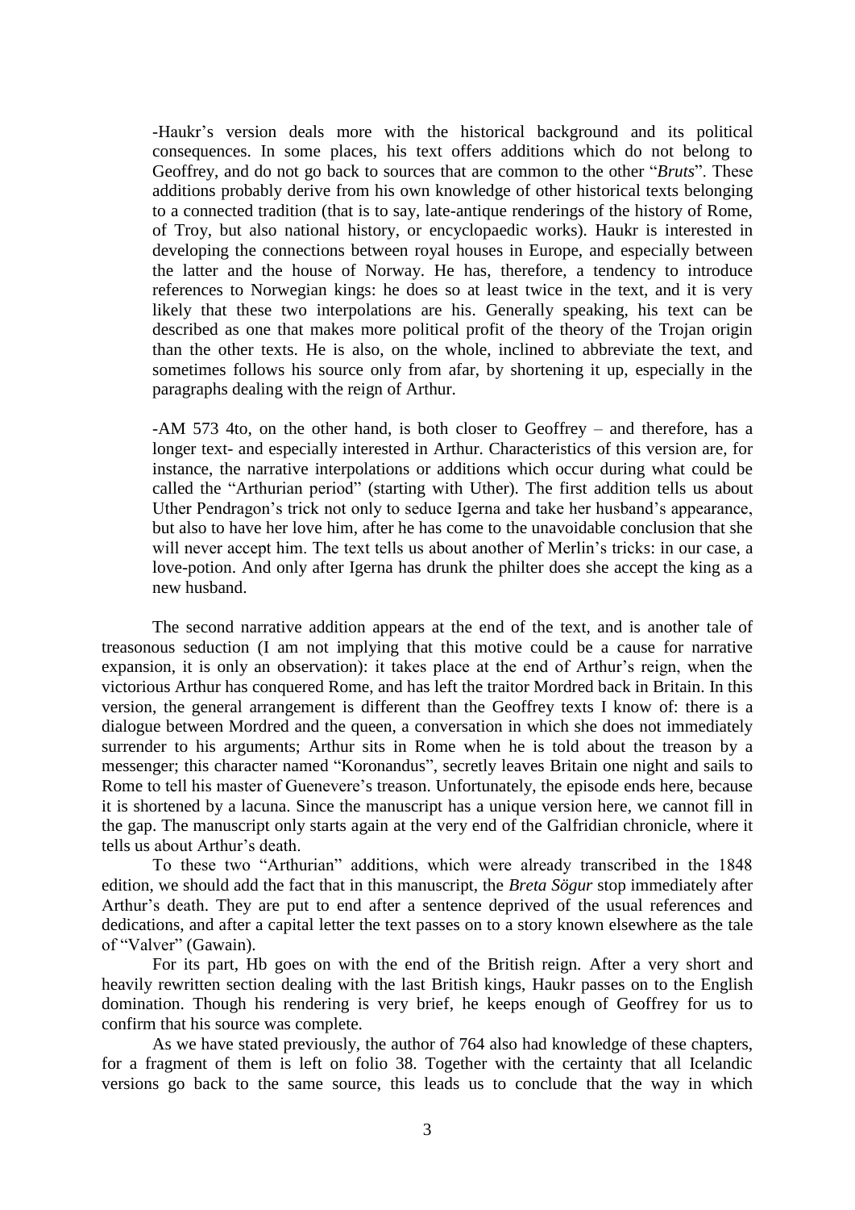-Haukr's version deals more with the historical background and its political consequences. In some places, his text offers additions which do not belong to Geoffrey, and do not go back to sources that are common to the other "*Bruts*". These additions probably derive from his own knowledge of other historical texts belonging to a connected tradition (that is to say, late-antique renderings of the history of Rome, of Troy, but also national history, or encyclopaedic works). Haukr is interested in developing the connections between royal houses in Europe, and especially between the latter and the house of Norway. He has, therefore, a tendency to introduce references to Norwegian kings: he does so at least twice in the text, and it is very likely that these two interpolations are his. Generally speaking, his text can be described as one that makes more political profit of the theory of the Trojan origin than the other texts. He is also, on the whole, inclined to abbreviate the text, and sometimes follows his source only from afar, by shortening it up, especially in the paragraphs dealing with the reign of Arthur.

-AM 573 4to, on the other hand, is both closer to Geoffrey – and therefore, has a longer text- and especially interested in Arthur. Characteristics of this version are, for instance, the narrative interpolations or additions which occur during what could be called the "Arthurian period" (starting with Uther). The first addition tells us about Uther Pendragon's trick not only to seduce Igerna and take her husband's appearance, but also to have her love him, after he has come to the unavoidable conclusion that she will never accept him. The text tells us about another of Merlin's tricks: in our case, a love-potion. And only after Igerna has drunk the philter does she accept the king as a new husband.

The second narrative addition appears at the end of the text, and is another tale of treasonous seduction (I am not implying that this motive could be a cause for narrative expansion, it is only an observation): it takes place at the end of Arthur's reign, when the victorious Arthur has conquered Rome, and has left the traitor Mordred back in Britain. In this version, the general arrangement is different than the Geoffrey texts I know of: there is a dialogue between Mordred and the queen, a conversation in which she does not immediately surrender to his arguments; Arthur sits in Rome when he is told about the treason by a messenger; this character named "Koronandus", secretly leaves Britain one night and sails to Rome to tell his master of Guenevere's treason. Unfortunately, the episode ends here, because it is shortened by a lacuna. Since the manuscript has a unique version here, we cannot fill in the gap. The manuscript only starts again at the very end of the Galfridian chronicle, where it tells us about Arthur's death.

To these two "Arthurian" additions, which were already transcribed in the 1848 edition, we should add the fact that in this manuscript, the *Breta Sögur* stop immediately after Arthur's death. They are put to end after a sentence deprived of the usual references and dedications, and after a capital letter the text passes on to a story known elsewhere as the tale of "Valver" (Gawain).

For its part, Hb goes on with the end of the British reign. After a very short and heavily rewritten section dealing with the last British kings, Haukr passes on to the English domination. Though his rendering is very brief, he keeps enough of Geoffrey for us to confirm that his source was complete.

As we have stated previously, the author of 764 also had knowledge of these chapters, for a fragment of them is left on folio 38. Together with the certainty that all Icelandic versions go back to the same source, this leads us to conclude that the way in which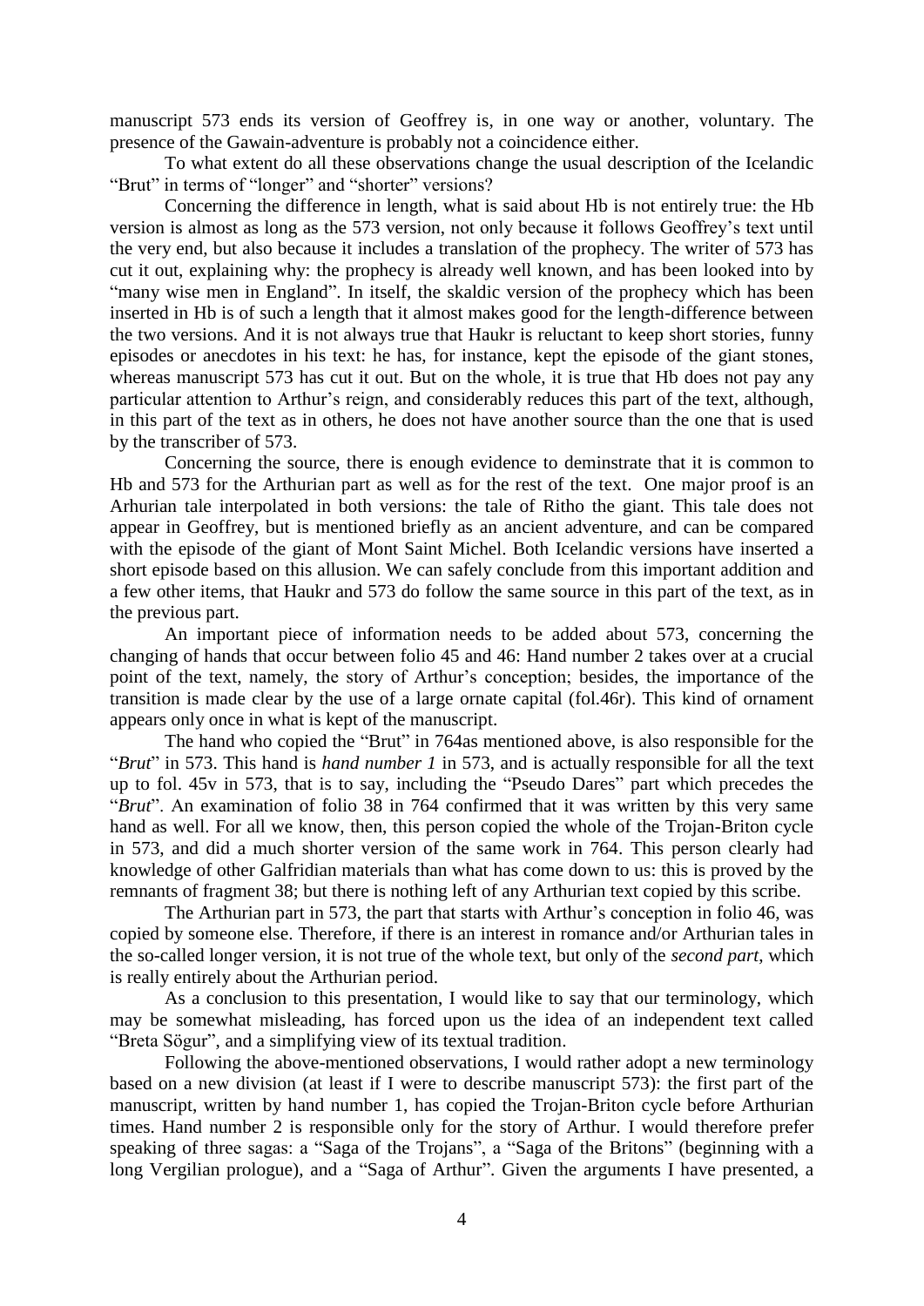manuscript 573 ends its version of Geoffrey is, in one way or another, voluntary. The presence of the Gawain-adventure is probably not a coincidence either.

To what extent do all these observations change the usual description of the Icelandic “Brut” in terms of “longer” and “shorter” versions?

Concerning the difference in length, what is said about Hb is not entirely true: the Hb version is almost as long as the 573 version, not only because it follows Geoffrey’s text until the very end, but also because it includes a translation of the prophecy. The writer of 573 has cut it out, explaining why: the prophecy is already well known, and has been looked into by “many wise men in England”. In itself, the skaldic version of the prophecy which has been inserted in Hb is of such a length that it almost makes good for the length-difference between the two versions. And it is not always true that Haukr is reluctant to keep short stories, funny episodes or anecdotes in his text: he has, for instance, kept the episode of the giant stones, whereas manuscript 573 has cut it out. But on the whole, it is true that Hb does not pay any particular attention to Arthur’s reign, and considerably reduces this part of the text, although, in this part of the text as in others, he does not have another source than the one that is used by the transcriber of 573.

Concerning the source, there is enough evidence to deminstrate that it is common to Hb and 573 for the Arthurian part as well as for the rest of the text. One major proof is an Arhurian tale interpolated in both versions: the tale of Ritho the giant. This tale does not appear in Geoffrey, but is mentioned briefly as an ancient adventure, and can be compared with the episode of the giant of Mont Saint Michel. Both Icelandic versions have inserted a short episode based on this allusion. We can safely conclude from this important addition and a few other items, that Haukr and 573 do follow the same source in this part of the text, as in the previous part.

An important piece of information needs to be added about 573, concerning the changing of hands that occur between folio 45 and 46: Hand number 2 takes over at a crucial point of the text, namely, the story of Arthur’s conception; besides, the importance of the transition is made clear by the use of a large ornate capital (fol.46r). This kind of ornament appears only once in what is kept of the manuscript.

The hand who copied the “Brut” in 764as mentioned above, is also responsible for the “*Brut*” in 573. This hand is *hand number 1* in 573, and is actually responsible for all the text up to fol. 45v in 573, that is to say, including the “Pseudo Dares” part which precedes the “*Brut*”. An examination of folio 38 in 764 confirmed that it was written by this very same hand as well. For all we know, then, this person copied the whole of the Trojan-Briton cycle in 573, and did a much shorter version of the same work in 764. This person clearly had knowledge of other Galfridian materials than what has come down to us: this is proved by the remnants of fragment 38; but there is nothing left of any Arthurian text copied by this scribe.

The Arthurian part in 573, the part that starts with Arthur’s conception in folio 46, was copied by someone else. Therefore, if there is an interest in romance and/or Arthurian tales in the so-called longer version, it is not true of the whole text, but only of the *second part*, which is really entirely about the Arthurian period.

As a conclusion to this presentation, I would like to say that our terminology, which may be somewhat misleading, has forced upon us the idea of an independent text called “Breta Sögur”, and a simplifying view of its textual tradition.

Following the above-mentioned observations, I would rather adopt a new terminology based on a new division (at least if I were to describe manuscript 573): the first part of the manuscript, written by hand number 1, has copied the Trojan-Briton cycle before Arthurian times. Hand number 2 is responsible only for the story of Arthur. I would therefore prefer speaking of three sagas: a “Saga of the Trojans”, a “Saga of the Britons” (beginning with a long Vergilian prologue), and a “Saga of Arthur”. Given the arguments I have presented, a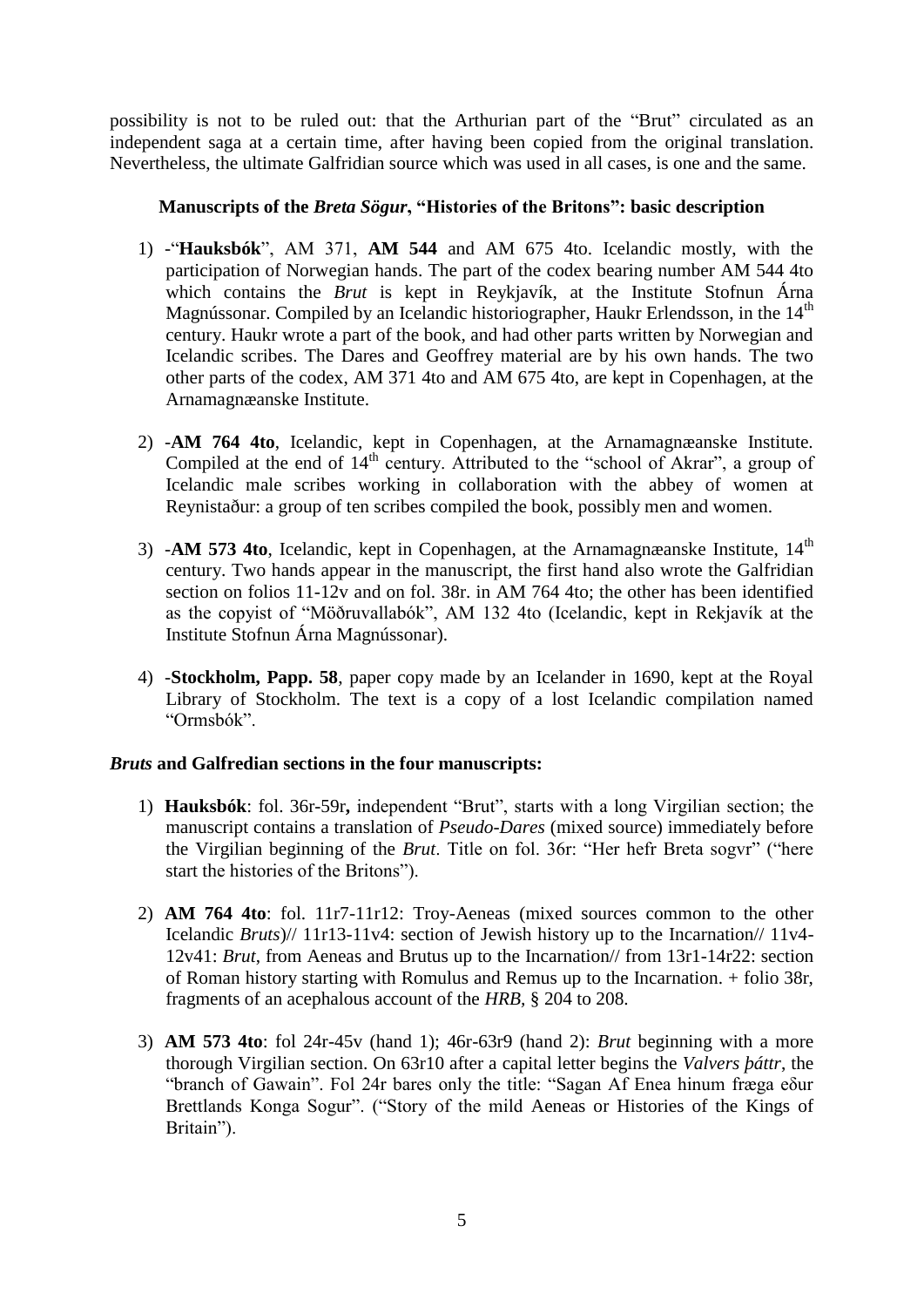possibility is not to be ruled out: that the Arthurian part of the "Brut" circulated as an independent saga at a certain time, after having been copied from the original translation. Nevertheless, the ultimate Galfridian source which was used in all cases, is one and the same.

### Manuscripts of the *Breta Sögur*, "Histories of the Britons": basic description

1) -"**Hauksbók**", AM 371, **AM 544** and AM 675 4to. Icelandic mostly, with the participation of Norwegian hands. The part of the codex bearing number AM 544 4to which contains the *Brut* is kept in Reykjavík, at the Institute Stofnun Árna Magnússonar. Compiled by an Icelandic historiographer, Haukr Erlendsson, in the 14th century. Haukr wrote a part of the book, and had other parts written by Norwegian and Icelandic scribes. The Dares and Geoffrey material are by his own hands. The two other parts of the codex, AM 371 4to and AM 675 4to, are kept in Copenhagen, at the Arnamagnæanske Institute.

2) -**AM 764 4to**, Icelandic, kept in Copenhagen, at the Arnamagnæanske Institute. Compiled at the end of 14th century. Attributed to the "school of Akrar", a group of Icelandic male scribes working in collaboration with the abbey of women at Reynistaður: a group of ten scribes compiled the book, possibly men and women.

3) -**AM 573 4to**, Icelandic, kept in Copenhagen, at the Arnamagnæanske Institute, 14th century. Two hands appear in the manuscript, the first hand also wrote the Galfridian section on folios 11-12v and on fol. 38r. in AM 764 4to; the other has been identified as the copyist of "Möðruvallabók", AM 132 4to (Icelandic, kept in Rekjavík at the Institute Stofnun Árna Magnússonar).

4) -**Stockholm, Papp. 58**, paper copy made by an Icelander in 1690, kept at the Royal Library of Stockholm. The text is a copy of a lost Icelandic compilation named "Ormsbók".

### *Bruts* and Galfredian sections in the four manuscripts:

1) **Hauksbók**: fol. 36r-59r**,** independent "Brut", starts with a long Virgilian section; the manuscript contains a translation of *Pseudo-Dares* (mixed source) immediately before the Virgilian beginning of the *Brut*. Title on fol. 36r: "Her hefr Breta sogvr" ("here start the histories of the Britons").

2) **AM 764 4to**: fol. 11r7-11r12: Troy-Aeneas (mixed sources common to the other Icelandic *Bruts*)// 11r13-11v4: section of Jewish history up to the Incarnation// 11v4-12v41: *Brut*, from Aeneas and Brutus up to the Incarnation// from 13r1-14r22: section of Roman history starting with Romulus and Remus up to the Incarnation. + folio 38r, fragments of an acephalous account of the *HRB,* § 204 to 208.

3) **AM 573 4to**: fol 24r-45v (hand 1); 46r-63r9 (hand 2): *Brut* beginning with a more thorough Virgilian section. On 63r10 after a capital letter begins the *Valvers þáttr*, the "branch of Gawain". Fol 24r bares only the title: "Sagan Af Enea hinum fræga eδur Brettlands Konga Sogur". ("Story of the mild Aeneas or Histories of the Kings of Britain").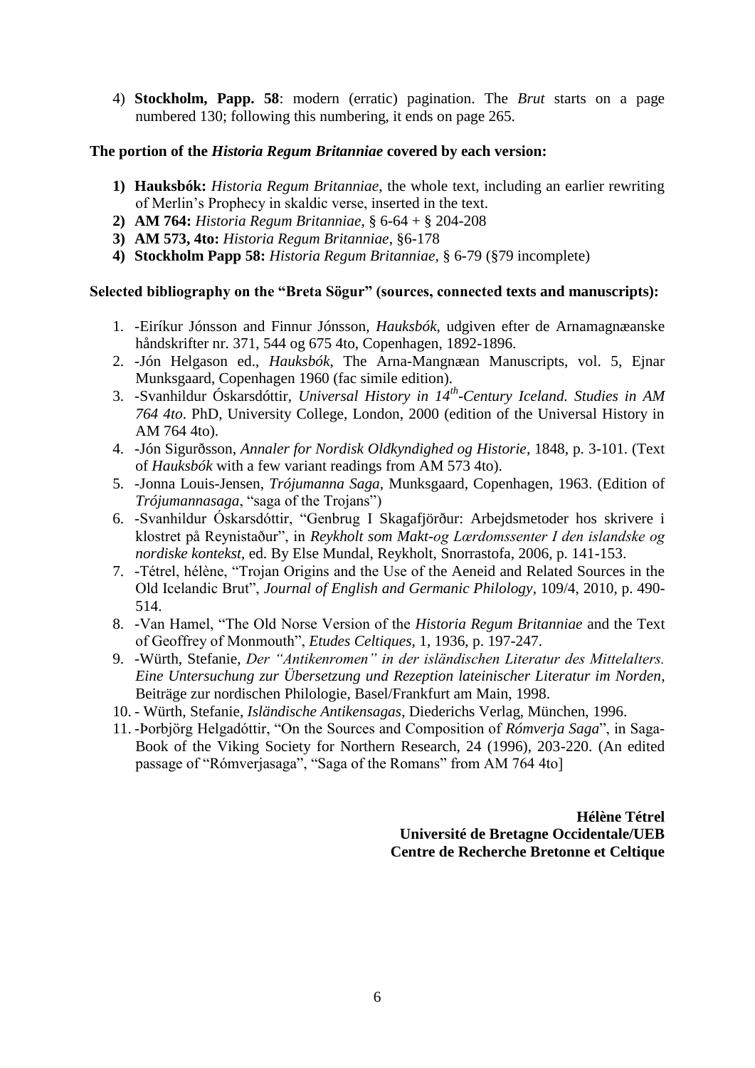4) **Stockholm, Papp. 58**: modern (erratic) pagination. The *Brut* starts on a page numbered 130; following this numbering, it ends on page 265.

**The portion of the *Historia Regum Britanniae* covered by each version:**

1) **Hauksbók:** *Historia Regum Britanniae*, the whole text, including an earlier rewriting of Merlin's Prophecy in skaldic verse, inserted in the text.
2) **AM 764:** *Historia Regum Britanniae*, § 6-64 + § 204-208
3) **AM 573, 4to:** *Historia Regum Britanniae*, §6-178
4) **Stockholm Papp 58:** *Historia Regum Britanniae*, § 6-79 (§79 incomplete)

**Selected bibliography on the "Breta Sögur" (sources, connected texts and manuscripts):**

1. -Eiríkur Jónsson and Finnur Jónsson, *Hauksbók*, udgiven efter de Arnamagnæanske håndskrifter nr. 371, 544 og 675 4to, Copenhagen, 1892-1896.
2. -Jón Helgason ed., *Hauksbók*, The Arna-Mangnæan Manuscripts, vol. 5, Ejnar Munksgaard, Copenhagen 1960 (fac simile edition).
3. -Svanhildur Óskarsdóttir, *Universal History in 14th-Century Iceland. Studies in AM 764 4to*. PhD, University College, London, 2000 (edition of the Universal History in AM 764 4to).
4. -Jón Sigurðsson, *Annaler for Nordisk Oldkyndighed og Historie*, 1848, p. 3-101. (Text of *Hauksbók* with a few variant readings from AM 573 4to).
5. -Jonna Louis-Jensen, *Trójumanna Saga*, Munksgaard, Copenhagen, 1963. (Edition of *Trójumannasaga*, "saga of the Trojans")
6. -Svanhildur Óskarsdóttir, "Genbrug I Skagafjörður: Arbejdsmetoder hos skrivere i klostret på Reynistaður", in *Reykholt som Makt-og Lærdomssenter I den islandske og nordiske kontekst*, ed. By Else Mundal, Reykholt, Snorrastofa, 2006, p. 141-153.
7. -Tétrel, hélène, "Trojan Origins and the Use of the Aeneid and Related Sources in the Old Icelandic Brut", *Journal of English and Germanic Philology*, 109/4, 2010, p. 490-514.
8. -Van Hamel, "The Old Norse Version of the *Historia Regum Britanniae* and the Text of Geoffrey of Monmouth", *Etudes Celtiques*, 1, 1936, p. 197-247.
9. -Würth, Stefanie, *Der "Antikenromen" in der isländischen Literatur des Mittelalters. Eine Untersuchung zur Übersetzung und Rezeption lateinischer Literatur im Norden*, Beiträge zur nordischen Philologie, Basel/Frankfurt am Main, 1998.
10. - Würth, Stefanie, *Isländische Antikensagas*, Diederichs Verlag, München, 1996.
11. -Þorbjörg Helgadóttir, "On the Sources and Composition of *Rómverja Saga*", in Saga-Book of the Viking Society for Northern Research, 24 (1996), 203-220. (An edited passage of "Rómverjasaga", "Saga of the Romans" from AM 764 4to]

**Hélène Tétrel**
**Université de Bretagne Occidentale/UEB**
**Centre de Recherche Bretonne et Celtique**